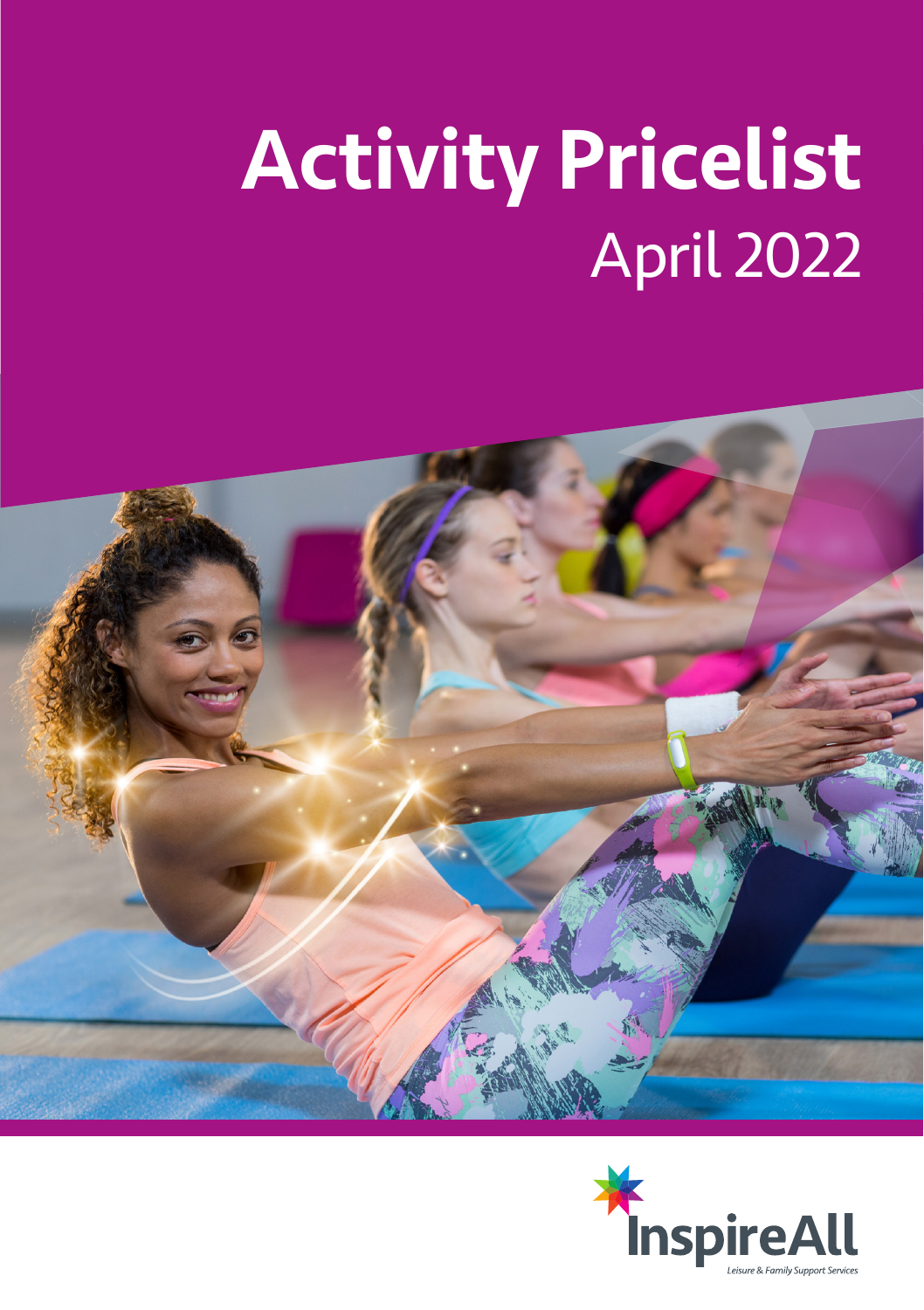# Activity Pricelist

April 2022

InspireAll

*Leisure & Family Support Services*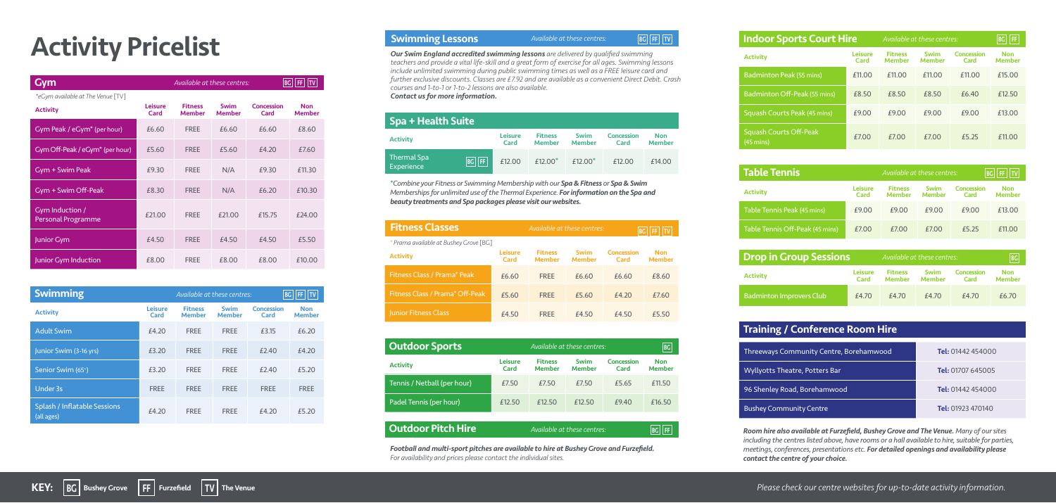# Activity Pricelist

## Gym

Available at these centres: BG FF TV

*eGym available at The Venue [TV]

| Activity | Leisure Card | Fitness Member | Swim Member | Concession Card | Non Member |
|---|---|---|---|---|---|
| Gym Peak / eGym* (per hour) | £6.60 | FREE | £6.60 | £6.60 | £8.60 |
| Gym Off-Peak / eGym* (per hour) | £5.60 | FREE | £5.60 | £4.20 | £7.60 |
| Gym + Swim Peak | £9.30 | FREE | N/A | £9.30 | £11.30 |
| Gym + Swim Off-Peak | £8.30 | FREE | N/A | £6.20 | £10.30 |
| Gym Induction / Personal Programme | £21.00 | FREE | £21.00 | £15.75 | £24.00 |
| Junior Gym | £4.50 | FREE | £4.50 | £4.50 | £5.50 |
| Junior Gym Induction | £8.00 | FREE | £8.00 | £8.00 | £10.00 |

## Swimming

Available at these centres: BG FF TV

| Activity | Leisure Card | Fitness Member | Swim Member | Concession Card | Non Member |
|---|---|---|---|---|---|
| Adult Swim | £4.20 | FREE | FREE | £3.15 | £6.20 |
| Junior Swim (3-16 yrs) | £3.20 | FREE | FREE | £2.40 | £4.20 |
| Senior Swim (65+) | £3.20 | FREE | FREE | £2.40 | £5.20 |
| Under 3s | FREE | FREE | FREE | FREE | FREE |
| Splash / Inflatable Sessions (all ages) | £4.20 | FREE | FREE | £4.20 | £5.20 |

## Swimming Lessons

Available at these centres: BG FF TV

***Our Swim England accredited swimming lessons** are delivered by qualified swimming teachers and provide a vital life-skill and a great form of exercise for all ages. Swimming lessons include unlimited swimming during public swimming times as well as a FREE leisure card and further exclusive discounts. Classes are £7.92 and are available as a convenient Direct Debit. Crash courses and 1-to-1 or 1-to-2 lessons are also available.*

***Contact us for more information.***

## Spa + Health Suite

| Activity | Leisure Card | Fitness Member | Swim Member | Concession Card | Non Member |
|---|---|---|---|---|---|
| Thermal Spa Experience (BG FF) | £12.00 | £12.00* | £12.00* | £12.00 | £14.00 |

*\*Combine your Fitness or Swimming Membership with our **Spa & Fitness** or **Spa & Swim** Memberships for unlimited use of the Thermal Experience. **For information on the Spa and beauty treatments and Spa packages please visit our websites.***

## Fitness Classes

Available at these centres: BG FF TV

*\* Prama available at Bushey Grove [BG]*

| Activity | Leisure Card | Fitness Member | Swim Member | Concession Card | Non Member |
|---|---|---|---|---|---|
| Fitness Class / Prama* Peak | £6.60 | FREE | £6.60 | £6.60 | £8.60 |
| Fitness Class / Prama* Off-Peak | £5.60 | FREE | £5.60 | £4.20 | £7.60 |
| Junior Fitness Class | £4.50 | FREE | £4.50 | £4.50 | £5.50 |

## Outdoor Sports

Available at these centres: BG

| Activity | Leisure Card | Fitness Member | Swim Member | Concession Card | Non Member |
|---|---|---|---|---|---|
| Tennis / Netball (per hour) | £7.50 | £7.50 | £7.50 | £5.65 | £11.50 |
| Padel Tennis (per hour) | £12.50 | £12.50 | £12.50 | £9.40 | £16.50 |

## Outdoor Pitch Hire

Available at these centres: BG FF

***Football and multi-sport pitches are available to hire at Bushey Grove and Furzefield.***
*For availability and prices please contact the individual sites.*

## Indoor Sports Court Hire

Available at these centres: BG FF

| Activity | Leisure Card | Fitness Member | Swim Member | Concession Card | Non Member |
|---|---|---|---|---|---|
| Badminton Peak (55 mins) | £11.00 | £11.00 | £11.00 | £11.00 | £15.00 |
| Badminton Off-Peak (55 mins) | £8.50 | £8.50 | £8.50 | £6.40 | £12.50 |
| Squash Courts Peak (45 mins) | £9.00 | £9.00 | £9.00 | £9.00 | £13.00 |
| Squash Courts Off-Peak (45 mins) | £7.00 | £7.00 | £7.00 | £5.25 | £11.00 |

## Table Tennis

Available at these centres: BG FF TV

| Activity | Leisure Card | Fitness Member | Swim Member | Concession Card | Non Member |
|---|---|---|---|---|---|
| Table Tennis Peak (45 mins) | £9.00 | £9.00 | £9.00 | £9.00 | £13.00 |
| Table Tennis Off-Peak (45 mins) | £7.00 | £7.00 | £7.00 | £5.25 | £11.00 |

## Drop in Group Sessions

Available at these centres: BG

| Activity | Leisure Card | Fitness Member | Swim Member | Concession Card | Non Member |
|---|---|---|---|---|---|
| Badminton Improvers Club | £4.70 | £4.70 | £4.70 | £4.70 | £6.70 |

## Training / Conference Room Hire

| Venue | Telephone |
|---|---|
| Threeways Community Centre, Borehamwood | **Tel:** 01442 454000 |
| Wyllyotts Theatre, Potters Bar | **Tel:** 01707 645005 |
| 96 Shenley Road, Borehamwood | **Tel:** 01442 454000 |
| Bushey Community Centre | **Tel:** 01923 470140 |

***Room hire also available at Furzefield, Bushey Grove and The Venue.** Many of our sites including the centres listed above, have rooms or a hall available to hire, suitable for parties, meetings, conferences, presentations etc. **For detailed openings and availability please contact the centre of your choice.***

**KEY:** BG Bushey Grove | FF Furzefield | TV The Venue

*Please check our centre websites for up-to-date activity information.*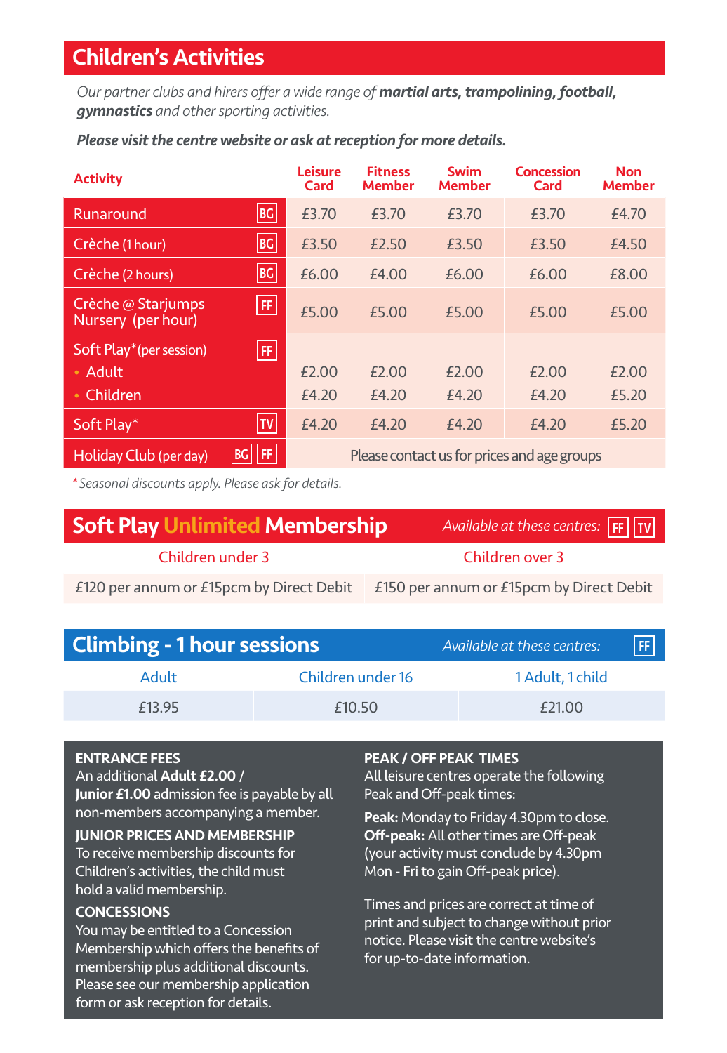## Children's Activities

*Our partner clubs and hirers offer a wide range of **martial arts, trampolining, football, gymnastics** and other sporting activities.*

***Please visit the centre website or ask at reception for more details.***

| Activity | | Leisure Card | Fitness Member | Swim Member | Concession Card | Non Member |
|---|---|---|---|---|---|---|
| Runaround | BG | £3.70 | £3.70 | £3.70 | £3.70 | £4.70 |
| Crèche (1 hour) | BG | £3.50 | £2.50 | £3.50 | £3.50 | £4.50 |
| Crèche (2 hours) | BG | £6.00 | £4.00 | £6.00 | £6.00 | £8.00 |
| Crèche @ Starjumps Nursery (per hour) | FF | £5.00 | £5.00 | £5.00 | £5.00 | £5.00 |
| Soft Play* (per session) | FF | | | | | |
| • Adult | | £2.00 | £2.00 | £2.00 | £2.00 | £2.00 |
| • Children | | £4.20 | £4.20 | £4.20 | £4.20 | £5.20 |
| Soft Play* | TV | £4.20 | £4.20 | £4.20 | £4.20 | £5.20 |
| Holiday Club (per day) | BG FF | Please contact us for prices and age groups | | | | |

*\* Seasonal discounts apply. Please ask for details.*

## Soft Play Unlimited Membership

*Available at these centres:* FF TV

| Children under 3 | Children over 3 |
|---|---|
| £120 per annum or £15pcm by Direct Debit | £150 per annum or £15pcm by Direct Debit |

## Climbing - 1 hour sessions

*Available at these centres:* FF

| Adult | Children under 16 | 1 Adult, 1 child |
|---|---|---|
| £13.95 | £10.50 | £21.00 |

**ENTRANCE FEES**
An additional **Adult £2.00** / **Junior £1.00** admission fee is payable by all non-members accompanying a member.

**JUNIOR PRICES AND MEMBERSHIP**
To receive membership discounts for Children's activities, the child must hold a valid membership.

**CONCESSIONS**
You may be entitled to a Concession Membership which offers the benefits of membership plus additional discounts. Please see our membership application form or ask reception for details.

**PEAK / OFF PEAK TIMES**
All leisure centres operate the following Peak and Off-peak times:

**Peak:** Monday to Friday 4.30pm to close.
**Off-peak:** All other times are Off-peak (your activity must conclude by 4.30pm Mon - Fri to gain Off-peak price).

Times and prices are correct at time of print and subject to change without prior notice. Please visit the centre website's for up-to-date information.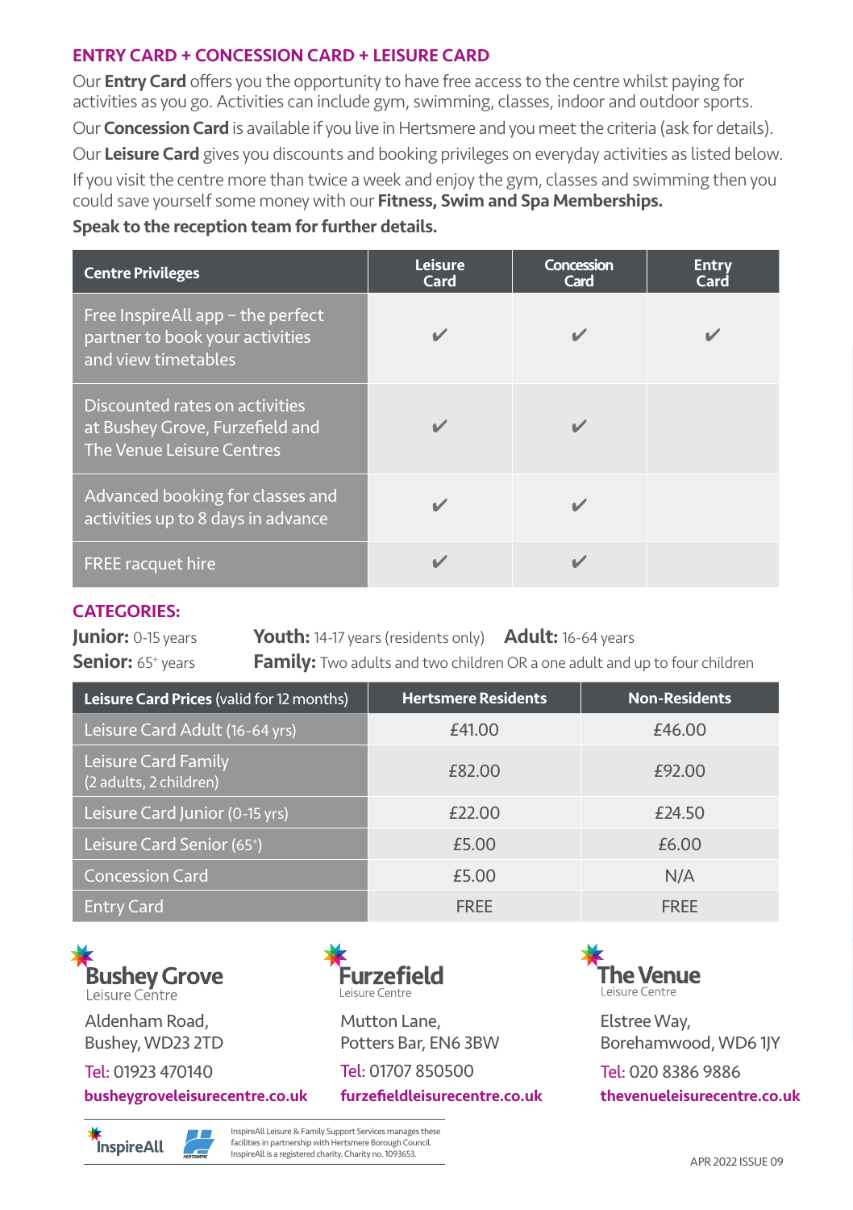## ENTRY CARD + CONCESSION CARD + LEISURE CARD

Our **Entry Card** offers you the opportunity to have free access to the centre whilst paying for activities as you go. Activities can include gym, swimming, classes, indoor and outdoor sports.

Our **Concession Card** is available if you live in Hertsmere and you meet the criteria (ask for details).

Our **Leisure Card** gives you discounts and booking privileges on everyday activities as listed below.

If you visit the centre more than twice a week and enjoy the gym, classes and swimming then you could save yourself some money with our **Fitness, Swim and Spa Memberships.**

**Speak to the reception team for further details.**

| Centre Privileges | Leisure Card | Concession Card | Entry Card |
|---|---|---|---|
| Free InspireAll app – the perfect partner to book your activities and view timetables | ✔ | ✔ | ✔ |
| Discounted rates on activities at Bushey Grove, Furzefield and The Venue Leisure Centres | ✔ | ✔ | |
| Advanced booking for classes and activities up to 8 days in advance | ✔ | ✔ | |
| FREE racquet hire | ✔ | ✔ | |

## CATEGORIES:

**Junior:** 0-15 years
**Youth:** 14-17 years (residents only)
**Adult:** 16-64 years
**Senior:** 65+ years
**Family:** Two adults and two children OR a one adult and up to four children

| **Leisure Card Prices** (valid for 12 months) | Hertsmere Residents | Non-Residents |
|---|---|---|
| Leisure Card Adult (16-64 yrs) | £41.00 | £46.00 |
| Leisure Card Family (2 adults, 2 children) | £82.00 | £92.00 |
| Leisure Card Junior (0-15 yrs) | £22.00 | £24.50 |
| Leisure Card Senior (65+) | £5.00 | £6.00 |
| Concession Card | £5.00 | N/A |
| Entry Card | FREE | FREE |

**Bushey Grove** Leisure Centre
Aldenham Road,
Bushey, WD23 2TD
Tel: 01923 470140
**busheygroveleisurecentre.co.uk**

**Furzefield** Leisure Centre
Mutton Lane,
Potters Bar, EN6 3BW
Tel: 01707 850500
**furzefieldleisurecentre.co.uk**

**The Venue** Leisure Centre
Elstree Way,
Borehamwood, WD6 1JY
Tel: 020 8386 9886
**thevenueleisurecentre.co.uk**

InspireAll

InspireAll Leisure & Family Support Services manages these facilities in partnership with Hertsmere Borough Council. InspireAll is a registered charity. Charity no. 1093653.

APR 2022 ISSUE 09